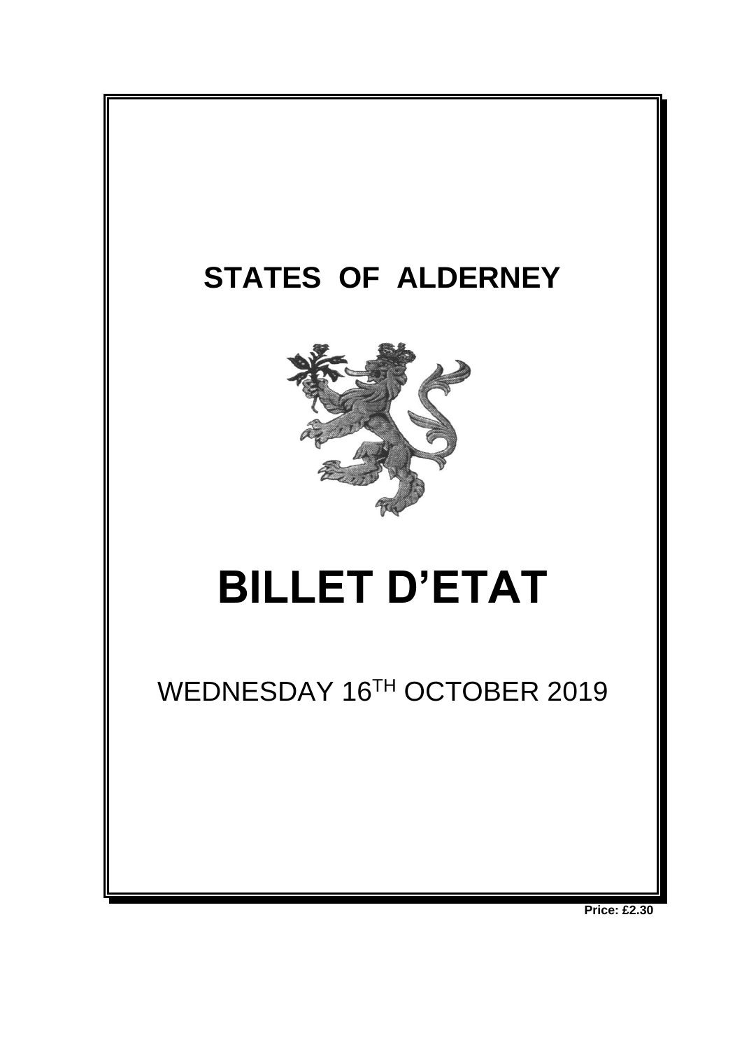# STATES OF ALDERNEY

# BILLET D'ETAT

WEDNESDAY 16TH OCTOBER 2019

**Price: £2.30**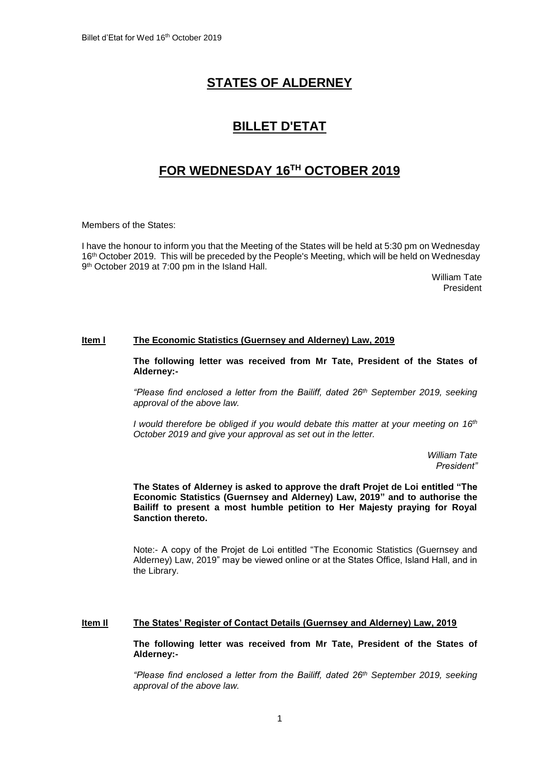# STATES OF ALDERNEY

# BILLET D'ETAT

# FOR WEDNESDAY 16TH OCTOBER 2019

Members of the States:

I have the honour to inform you that the Meeting of the States will be held at 5:30 pm on Wednesday 16th October 2019. This will be preceded by the People's Meeting, which will be held on Wednesday 9th October 2019 at 7:00 pm in the Island Hall.

William Tate
President

## Item l The Economic Statistics (Guernsey and Alderney) Law, 2019

**The following letter was received from Mr Tate, President of the States of Alderney:-**

*"Please find enclosed a letter from the Bailiff, dated 26th September 2019, seeking approval of the above law.*

*I would therefore be obliged if you would debate this matter at your meeting on 16th October 2019 and give your approval as set out in the letter.*

*William Tate*
*President"*

**The States of Alderney is asked to approve the draft Projet de Loi entitled "The Economic Statistics (Guernsey and Alderney) Law, 2019" and to authorise the Bailiff to present a most humble petition to Her Majesty praying for Royal Sanction thereto.**

Note:- A copy of the Projet de Loi entitled "The Economic Statistics (Guernsey and Alderney) Law, 2019" may be viewed online or at the States Office, Island Hall, and in the Library.

## Item ll The States' Register of Contact Details (Guernsey and Alderney) Law, 2019

**The following letter was received from Mr Tate, President of the States of Alderney:-**

*"Please find enclosed a letter from the Bailiff, dated 26th September 2019, seeking approval of the above law.*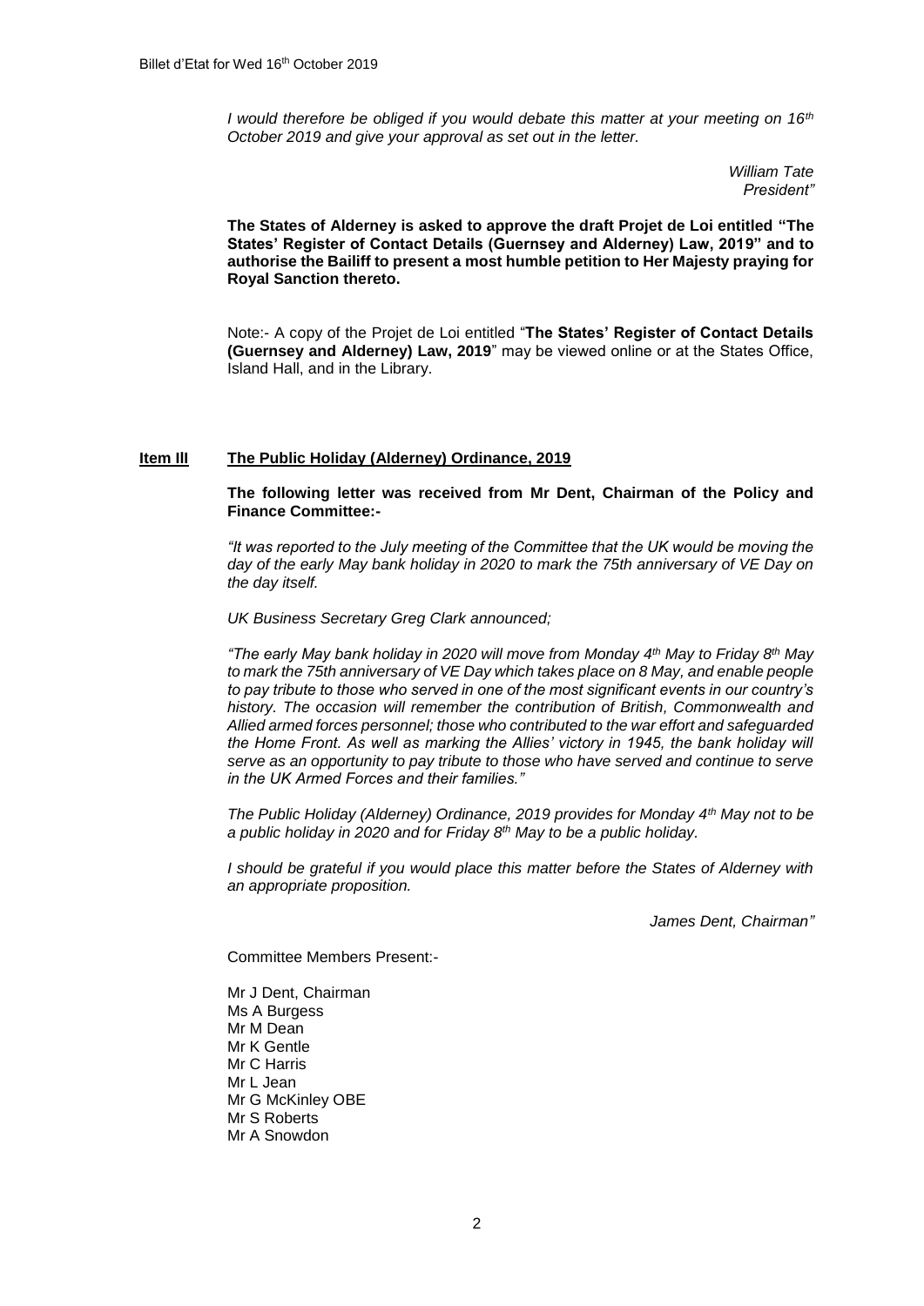*I would therefore be obliged if you would debate this matter at your meeting on 16th October 2019 and give your approval as set out in the letter.*

*William Tate*
*President"*

**The States of Alderney is asked to approve the draft Projet de Loi entitled "The States' Register of Contact Details (Guernsey and Alderney) Law, 2019" and to authorise the Bailiff to present a most humble petition to Her Majesty praying for Royal Sanction thereto.**

Note:- A copy of the Projet de Loi entitled "**The States' Register of Contact Details (Guernsey and Alderney) Law, 2019**" may be viewed online or at the States Office, Island Hall, and in the Library.

## Item III The Public Holiday (Alderney) Ordinance, 2019

**The following letter was received from Mr Dent, Chairman of the Policy and Finance Committee:-**

*"It was reported to the July meeting of the Committee that the UK would be moving the day of the early May bank holiday in 2020 to mark the 75th anniversary of VE Day on the day itself.*

*UK Business Secretary Greg Clark announced;*

*"The early May bank holiday in 2020 will move from Monday 4th May to Friday 8th May to mark the 75th anniversary of VE Day which takes place on 8 May, and enable people to pay tribute to those who served in one of the most significant events in our country's history. The occasion will remember the contribution of British, Commonwealth and Allied armed forces personnel; those who contributed to the war effort and safeguarded the Home Front. As well as marking the Allies' victory in 1945, the bank holiday will serve as an opportunity to pay tribute to those who have served and continue to serve in the UK Armed Forces and their families."*

*The Public Holiday (Alderney) Ordinance, 2019 provides for Monday 4th May not to be a public holiday in 2020 and for Friday 8th May to be a public holiday.*

*I should be grateful if you would place this matter before the States of Alderney with an appropriate proposition.*

*James Dent, Chairman"*

Committee Members Present:-

Mr J Dent, Chairman
Ms A Burgess
Mr M Dean
Mr K Gentle
Mr C Harris
Mr L Jean
Mr G McKinley OBE
Mr S Roberts
Mr A Snowdon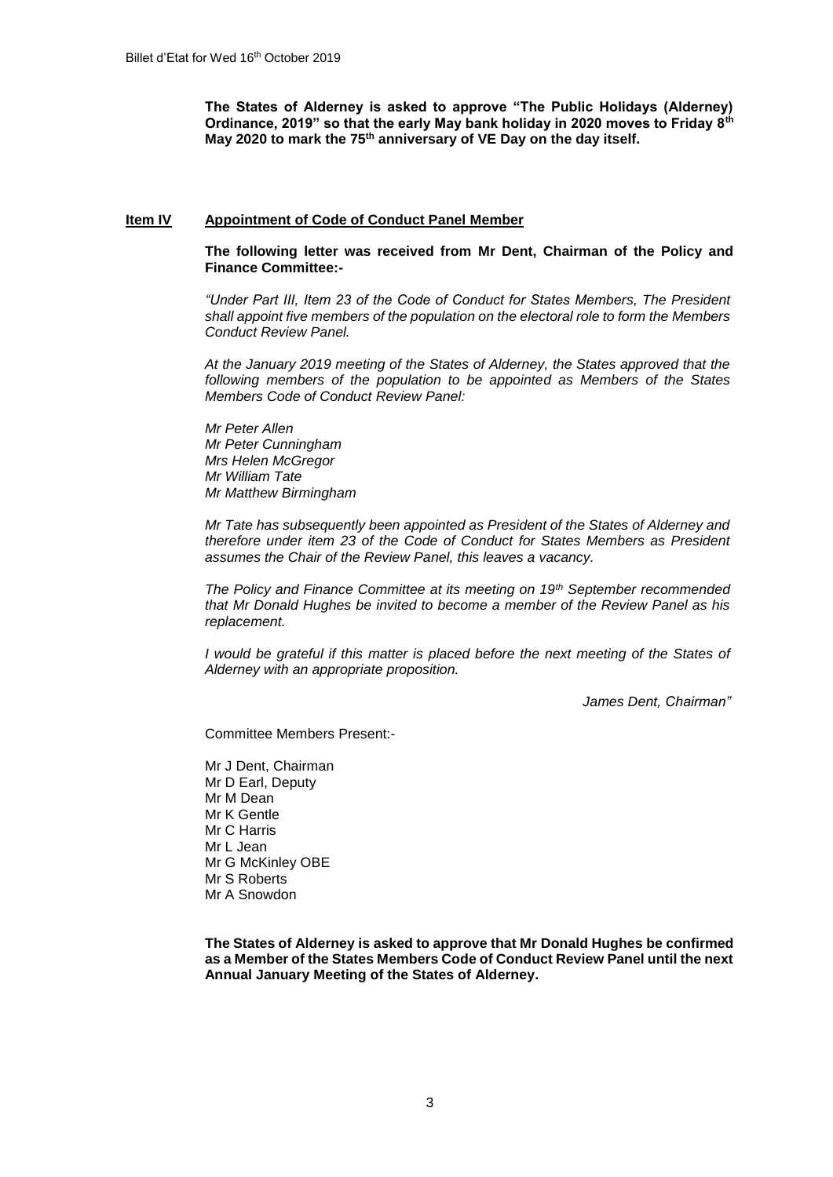**The States of Alderney is asked to approve "The Public Holidays (Alderney) Ordinance, 2019" so that the early May bank holiday in 2020 moves to Friday 8th May 2020 to mark the 75th anniversary of VE Day on the day itself.**

## Item IV Appointment of Code of Conduct Panel Member

**The following letter was received from Mr Dent, Chairman of the Policy and Finance Committee:-**

*"Under Part III, Item 23 of the Code of Conduct for States Members, The President shall appoint five members of the population on the electoral role to form the Members Conduct Review Panel.*

*At the January 2019 meeting of the States of Alderney, the States approved that the following members of the population to be appointed as Members of the States Members Code of Conduct Review Panel:*

*Mr Peter Allen*
*Mr Peter Cunningham*
*Mrs Helen McGregor*
*Mr William Tate*
*Mr Matthew Birmingham*

*Mr Tate has subsequently been appointed as President of the States of Alderney and therefore under item 23 of the Code of Conduct for States Members as President assumes the Chair of the Review Panel, this leaves a vacancy.*

*The Policy and Finance Committee at its meeting on 19th September recommended that Mr Donald Hughes be invited to become a member of the Review Panel as his replacement.*

*I would be grateful if this matter is placed before the next meeting of the States of Alderney with an appropriate proposition.*

*James Dent, Chairman"*

Committee Members Present:-

Mr J Dent, Chairman
Mr D Earl, Deputy
Mr M Dean
Mr K Gentle
Mr C Harris
Mr L Jean
Mr G McKinley OBE
Mr S Roberts
Mr A Snowdon

**The States of Alderney is asked to approve that Mr Donald Hughes be confirmed as a Member of the States Members Code of Conduct Review Panel until the next Annual January Meeting of the States of Alderney.**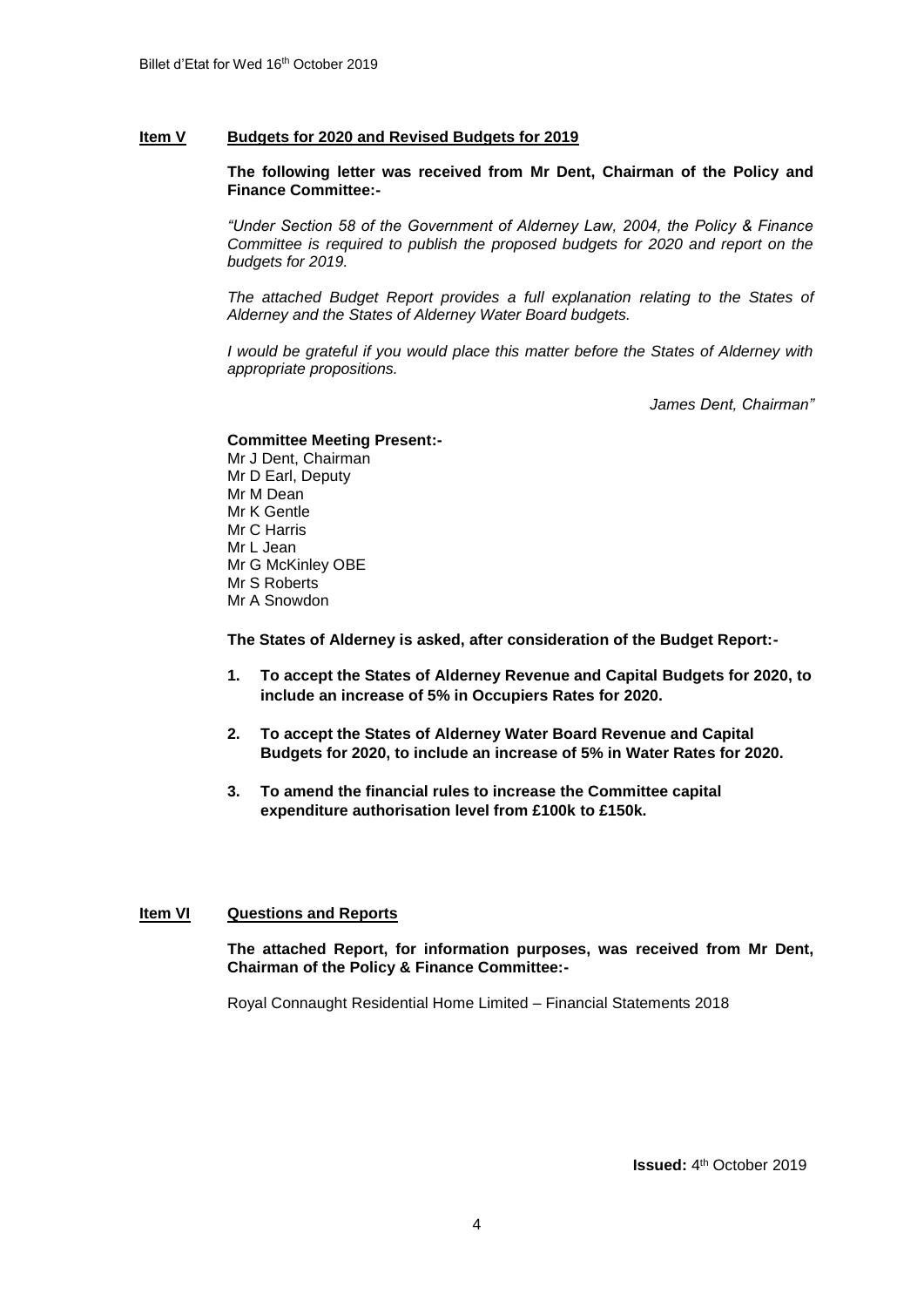## Item V Budgets for 2020 and Revised Budgets for 2019

**The following letter was received from Mr Dent, Chairman of the Policy and Finance Committee:-**

*"Under Section 58 of the Government of Alderney Law, 2004, the Policy & Finance Committee is required to publish the proposed budgets for 2020 and report on the budgets for 2019.*

*The attached Budget Report provides a full explanation relating to the States of Alderney and the States of Alderney Water Board budgets.*

*I would be grateful if you would place this matter before the States of Alderney with appropriate propositions.*

*James Dent, Chairman"*

**Committee Meeting Present:-**

Mr J Dent, Chairman
Mr D Earl, Deputy
Mr M Dean
Mr K Gentle
Mr C Harris
Mr L Jean
Mr G McKinley OBE
Mr S Roberts
Mr A Snowdon

**The States of Alderney is asked, after consideration of the Budget Report:-**

1. **To accept the States of Alderney Revenue and Capital Budgets for 2020, to include an increase of 5% in Occupiers Rates for 2020.**
2. **To accept the States of Alderney Water Board Revenue and Capital Budgets for 2020, to include an increase of 5% in Water Rates for 2020.**
3. **To amend the financial rules to increase the Committee capital expenditure authorisation level from £100k to £150k.**

## Item VI Questions and Reports

**The attached Report, for information purposes, was received from Mr Dent, Chairman of the Policy & Finance Committee:-**

Royal Connaught Residential Home Limited – Financial Statements 2018

**Issued:** 4th October 2019